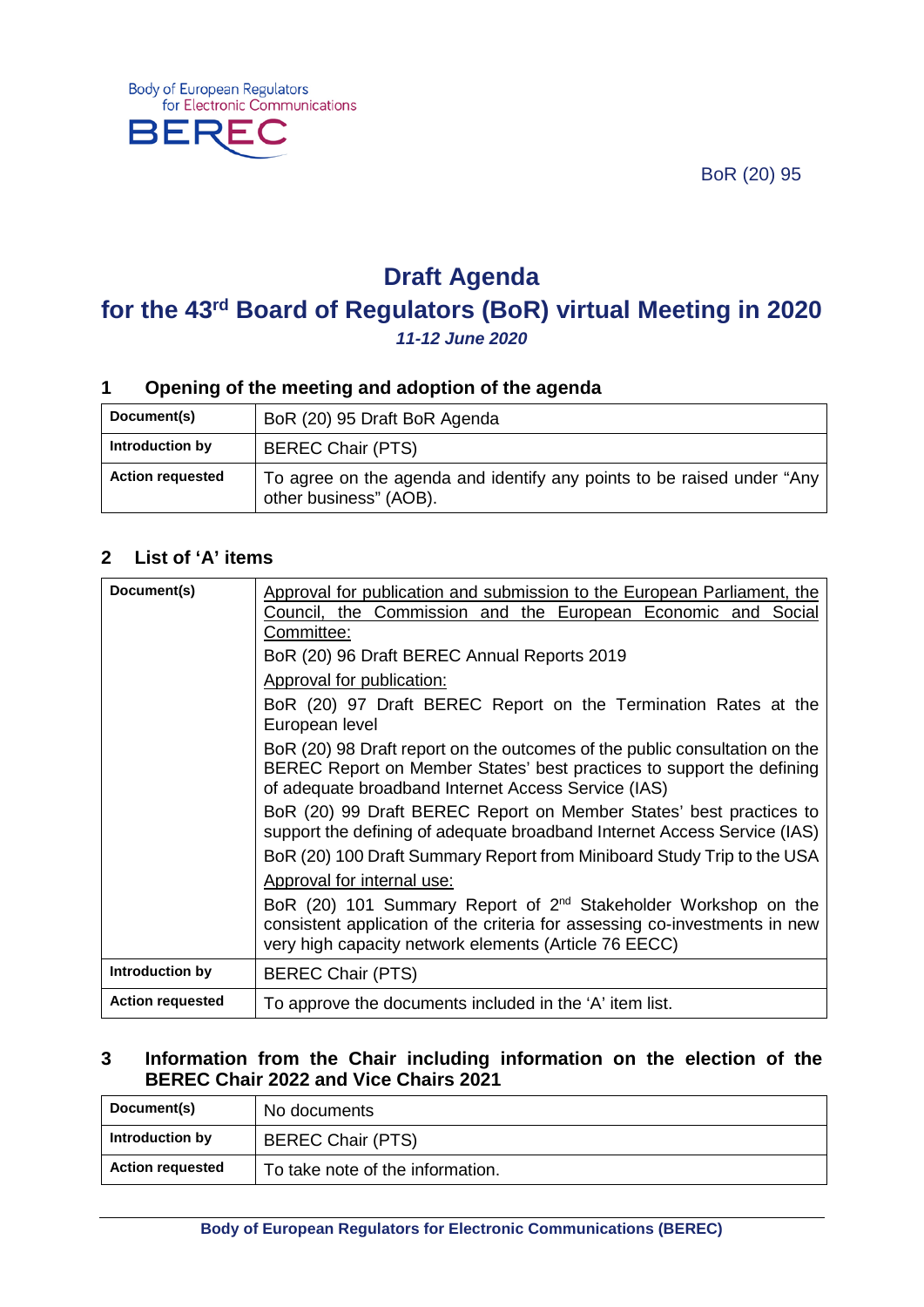Body of European Regulators for Electronic Communications

BEREC

BoR (20) 95

# Draft Agenda

# for the 43rd Board of Regulators (BoR) virtual Meeting in 2020

***11-12 June 2020***

## 1 Opening of the meeting and adoption of the agenda

| **Document(s)** | BoR (20) 95 Draft BoR Agenda |
|---|---|
| **Introduction by** | BEREC Chair (PTS) |
| **Action requested** | To agree on the agenda and identify any points to be raised under "Any other business" (AOB). |

## 2 List of 'A' items

| **Document(s)** | Approval for publication and submission to the European Parliament, the Council, the Commission and the European Economic and Social Committee:<br>BoR (20) 96 Draft BEREC Annual Reports 2019<br>Approval for publication:<br>BoR (20) 97 Draft BEREC Report on the Termination Rates at the European level<br>BoR (20) 98 Draft report on the outcomes of the public consultation on the BEREC Report on Member States' best practices to support the defining of adequate broadband Internet Access Service (IAS)<br>BoR (20) 99 Draft BEREC Report on Member States' best practices to support the defining of adequate broadband Internet Access Service (IAS)<br>BoR (20) 100 Draft Summary Report from Miniboard Study Trip to the USA<br>Approval for internal use:<br>BoR (20) 101 Summary Report of 2nd Stakeholder Workshop on the consistent application of the criteria for assessing co-investments in new very high capacity network elements (Article 76 EECC) |
|---|---|
| **Introduction by** | BEREC Chair (PTS) |
| **Action requested** | To approve the documents included in the 'A' item list. |

## 3 Information from the Chair including information on the election of the BEREC Chair 2022 and Vice Chairs 2021

| **Document(s)** | No documents |
|---|---|
| **Introduction by** | BEREC Chair (PTS) |
| **Action requested** | To take note of the information. |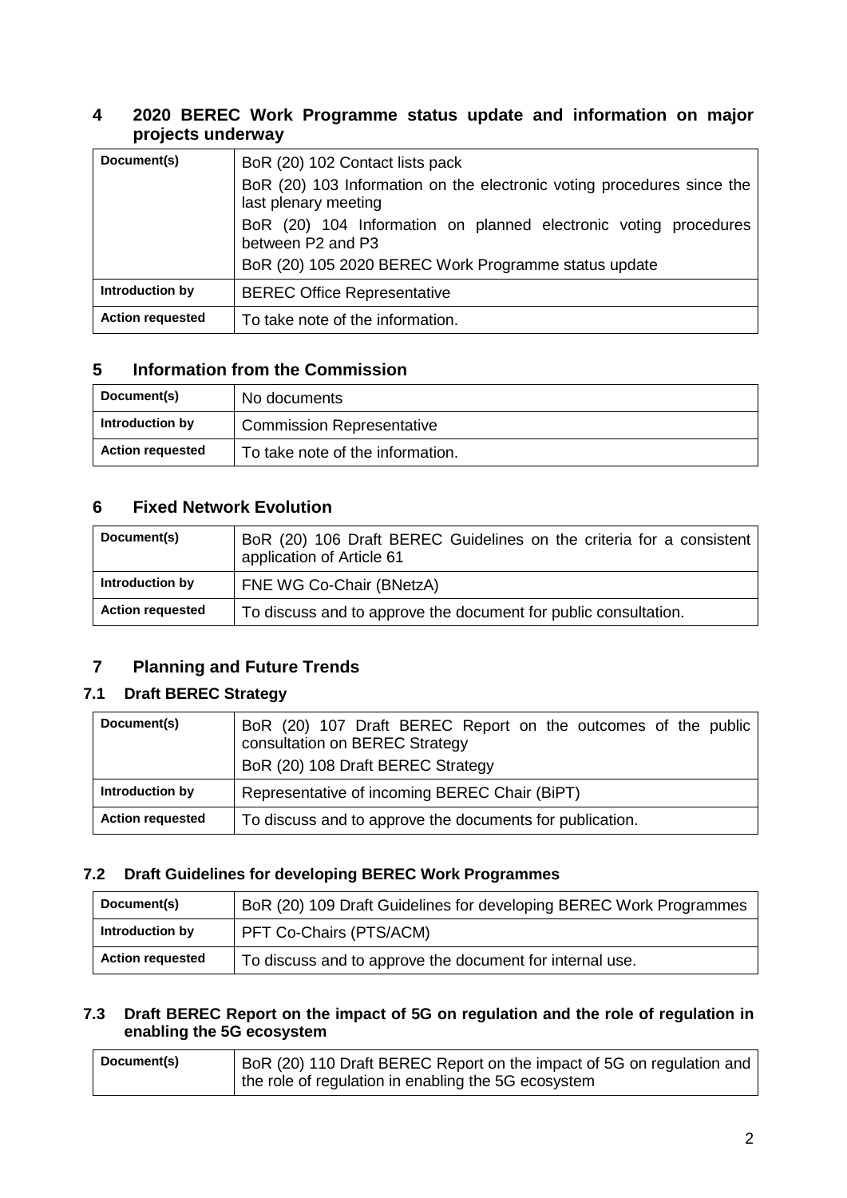## 4 2020 BEREC Work Programme status update and information on major projects underway

| | |
|---|---|
| **Document(s)** | BoR (20) 102 Contact lists pack<br>BoR (20) 103 Information on the electronic voting procedures since the last plenary meeting<br>BoR (20) 104 Information on planned electronic voting procedures between P2 and P3<br>BoR (20) 105 2020 BEREC Work Programme status update |
| **Introduction by** | BEREC Office Representative |
| **Action requested** | To take note of the information. |

## 5 Information from the Commission

| | |
|---|---|
| **Document(s)** | No documents |
| **Introduction by** | Commission Representative |
| **Action requested** | To take note of the information. |

## 6 Fixed Network Evolution

| | |
|---|---|
| **Document(s)** | BoR (20) 106 Draft BEREC Guidelines on the criteria for a consistent application of Article 61 |
| **Introduction by** | FNE WG Co-Chair (BNetzA) |
| **Action requested** | To discuss and to approve the document for public consultation. |

## 7 Planning and Future Trends

### 7.1 Draft BEREC Strategy

| | |
|---|---|
| **Document(s)** | BoR (20) 107 Draft BEREC Report on the outcomes of the public consultation on BEREC Strategy<br>BoR (20) 108 Draft BEREC Strategy |
| **Introduction by** | Representative of incoming BEREC Chair (BiPT) |
| **Action requested** | To discuss and to approve the documents for publication. |

### 7.2 Draft Guidelines for developing BEREC Work Programmes

| | |
|---|---|
| **Document(s)** | BoR (20) 109 Draft Guidelines for developing BEREC Work Programmes |
| **Introduction by** | PFT Co-Chairs (PTS/ACM) |
| **Action requested** | To discuss and to approve the document for internal use. |

### 7.3 Draft BEREC Report on the impact of 5G on regulation and the role of regulation in enabling the 5G ecosystem

| | |
|---|---|
| **Document(s)** | BoR (20) 110 Draft BEREC Report on the impact of 5G on regulation and the role of regulation in enabling the 5G ecosystem |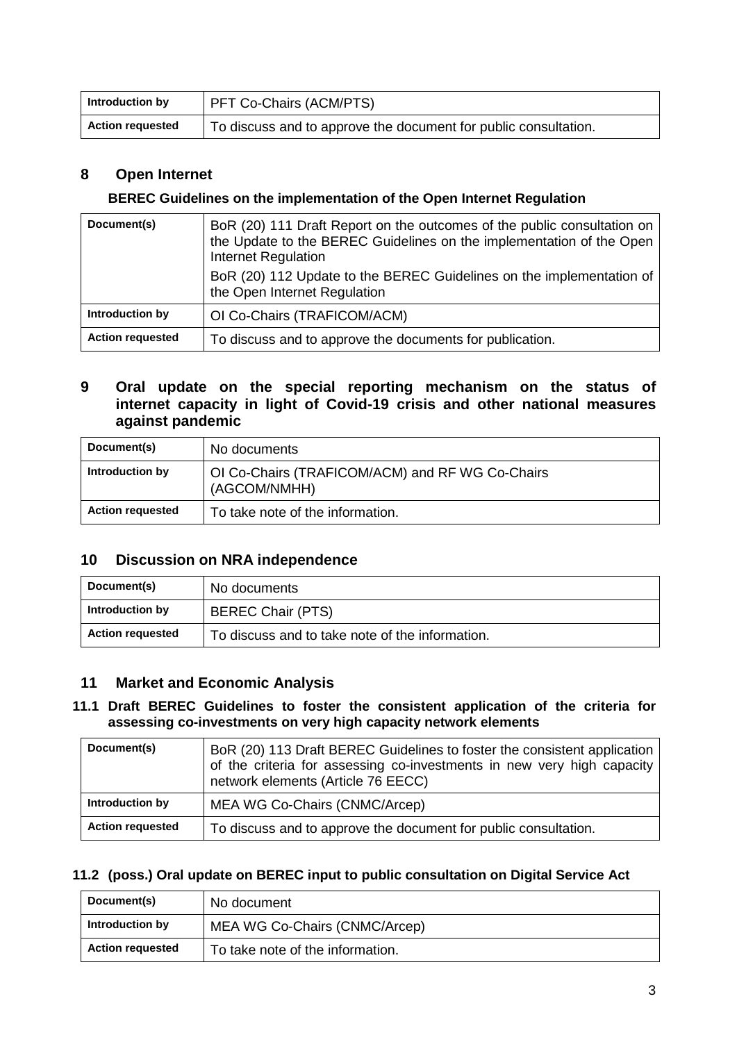| | |
|---|---|
| **Introduction by** | PFT Co-Chairs (ACM/PTS) |
| **Action requested** | To discuss and to approve the document for public consultation. |

## 8 Open Internet

### BEREC Guidelines on the implementation of the Open Internet Regulation

| | |
|---|---|
| **Document(s)** | BoR (20) 111 Draft Report on the outcomes of the public consultation on the Update to the BEREC Guidelines on the implementation of the Open Internet Regulation<br>BoR (20) 112 Update to the BEREC Guidelines on the implementation of the Open Internet Regulation |
| **Introduction by** | OI Co-Chairs (TRAFICOM/ACM) |
| **Action requested** | To discuss and to approve the documents for publication. |

## 9 Oral update on the special reporting mechanism on the status of internet capacity in light of Covid-19 crisis and other national measures against pandemic

| | |
|---|---|
| **Document(s)** | No documents |
| **Introduction by** | OI Co-Chairs (TRAFICOM/ACM) and RF WG Co-Chairs (AGCOM/NMHH) |
| **Action requested** | To take note of the information. |

## 10 Discussion on NRA independence

| | |
|---|---|
| **Document(s)** | No documents |
| **Introduction by** | BEREC Chair (PTS) |
| **Action requested** | To discuss and to take note of the information. |

## 11 Market and Economic Analysis

### 11.1 Draft BEREC Guidelines to foster the consistent application of the criteria for assessing co-investments on very high capacity network elements

| | |
|---|---|
| **Document(s)** | BoR (20) 113 Draft BEREC Guidelines to foster the consistent application of the criteria for assessing co-investments in new very high capacity network elements (Article 76 EECC) |
| **Introduction by** | MEA WG Co-Chairs (CNMC/Arcep) |
| **Action requested** | To discuss and to approve the document for public consultation. |

### 11.2 (poss.) Oral update on BEREC input to public consultation on Digital Service Act

| | |
|---|---|
| **Document(s)** | No document |
| **Introduction by** | MEA WG Co-Chairs (CNMC/Arcep) |
| **Action requested** | To take note of the information. |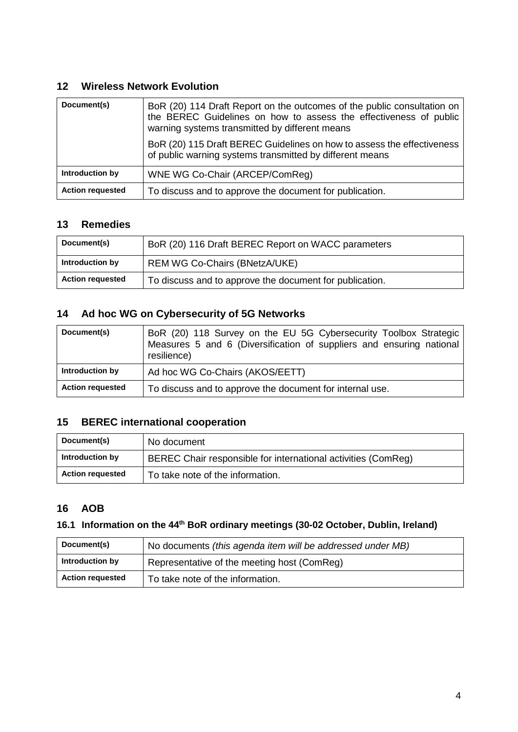## 12 Wireless Network Evolution

| | |
|---|---|
| **Document(s)** | BoR (20) 114 Draft Report on the outcomes of the public consultation on the BEREC Guidelines on how to assess the effectiveness of public warning systems transmitted by different means<br><br>BoR (20) 115 Draft BEREC Guidelines on how to assess the effectiveness of public warning systems transmitted by different means |
| **Introduction by** | WNE WG Co-Chair (ARCEP/ComReg) |
| **Action requested** | To discuss and to approve the document for publication. |

## 13 Remedies

| | |
|---|---|
| **Document(s)** | BoR (20) 116 Draft BEREC Report on WACC parameters |
| **Introduction by** | REM WG Co-Chairs (BNetzA/UKE) |
| **Action requested** | To discuss and to approve the document for publication. |

## 14 Ad hoc WG on Cybersecurity of 5G Networks

| | |
|---|---|
| **Document(s)** | BoR (20) 118 Survey on the EU 5G Cybersecurity Toolbox Strategic Measures 5 and 6 (Diversification of suppliers and ensuring national resilience) |
| **Introduction by** | Ad hoc WG Co-Chairs (AKOS/EETT) |
| **Action requested** | To discuss and to approve the document for internal use. |

## 15 BEREC international cooperation

| | |
|---|---|
| **Document(s)** | No document |
| **Introduction by** | BEREC Chair responsible for international activities (ComReg) |
| **Action requested** | To take note of the information. |

## 16 AOB

### 16.1 Information on the 44th BoR ordinary meetings (30-02 October, Dublin, Ireland)

| | |
|---|---|
| **Document(s)** | No documents *(this agenda item will be addressed under MB)* |
| **Introduction by** | Representative of the meeting host (ComReg) |
| **Action requested** | To take note of the information. |